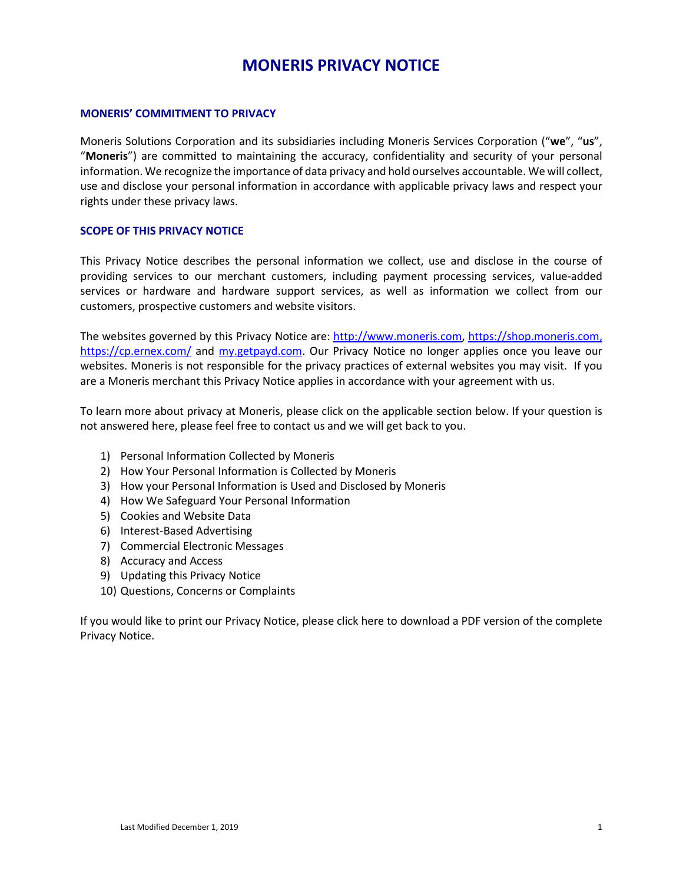# MONERIS PRIVACY NOTICE

## MONERIS' COMMITMENT TO PRIVACY

Moneris Solutions Corporation and its subsidiaries including Moneris Services Corporation ("**we**", "**us**", "**Moneris**") are committed to maintaining the accuracy, confidentiality and security of your personal information. We recognize the importance of data privacy and hold ourselves accountable. We will collect, use and disclose your personal information in accordance with applicable privacy laws and respect your rights under these privacy laws.

## SCOPE OF THIS PRIVACY NOTICE

This Privacy Notice describes the personal information we collect, use and disclose in the course of providing services to our merchant customers, including payment processing services, value-added services or hardware and hardware support services, as well as information we collect from our customers, prospective customers and website visitors.

The websites governed by this Privacy Notice are: http://www.moneris.com, https://shop.moneris.com, https://cp.ernex.com/ and my.getpayd.com. Our Privacy Notice no longer applies once you leave our websites. Moneris is not responsible for the privacy practices of external websites you may visit. If you are a Moneris merchant this Privacy Notice applies in accordance with your agreement with us.

To learn more about privacy at Moneris, please click on the applicable section below. If your question is not answered here, please feel free to contact us and we will get back to you.

1) Personal Information Collected by Moneris
2) How Your Personal Information is Collected by Moneris
3) How your Personal Information is Used and Disclosed by Moneris
4) How We Safeguard Your Personal Information
5) Cookies and Website Data
6) Interest-Based Advertising
7) Commercial Electronic Messages
8) Accuracy and Access
9) Updating this Privacy Notice
10) Questions, Concerns or Complaints

If you would like to print our Privacy Notice, please click here to download a PDF version of the complete Privacy Notice.

Last Modified December 1, 2019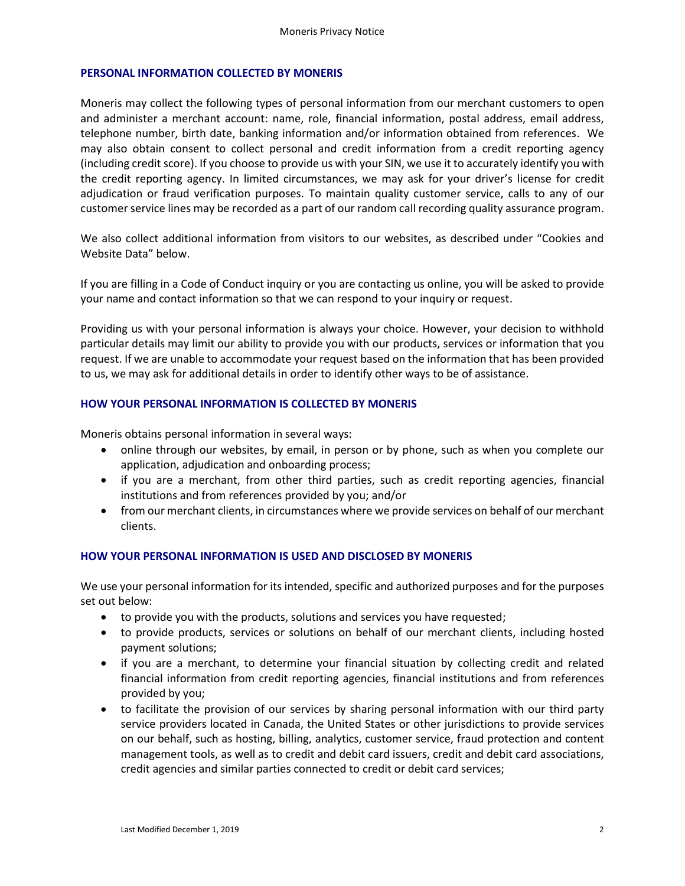## PERSONAL INFORMATION COLLECTED BY MONERIS

Moneris may collect the following types of personal information from our merchant customers to open and administer a merchant account: name, role, financial information, postal address, email address, telephone number, birth date, banking information and/or information obtained from references. We may also obtain consent to collect personal and credit information from a credit reporting agency (including credit score). If you choose to provide us with your SIN, we use it to accurately identify you with the credit reporting agency. In limited circumstances, we may ask for your driver's license for credit adjudication or fraud verification purposes. To maintain quality customer service, calls to any of our customer service lines may be recorded as a part of our random call recording quality assurance program.

We also collect additional information from visitors to our websites, as described under "Cookies and Website Data" below.

If you are filling in a Code of Conduct inquiry or you are contacting us online, you will be asked to provide your name and contact information so that we can respond to your inquiry or request.

Providing us with your personal information is always your choice. However, your decision to withhold particular details may limit our ability to provide you with our products, services or information that you request. If we are unable to accommodate your request based on the information that has been provided to us, we may ask for additional details in order to identify other ways to be of assistance.

## HOW YOUR PERSONAL INFORMATION IS COLLECTED BY MONERIS

Moneris obtains personal information in several ways:

- online through our websites, by email, in person or by phone, such as when you complete our application, adjudication and onboarding process;
- if you are a merchant, from other third parties, such as credit reporting agencies, financial institutions and from references provided by you; and/or
- from our merchant clients, in circumstances where we provide services on behalf of our merchant clients.

## HOW YOUR PERSONAL INFORMATION IS USED AND DISCLOSED BY MONERIS

We use your personal information for its intended, specific and authorized purposes and for the purposes set out below:

- to provide you with the products, solutions and services you have requested;
- to provide products, services or solutions on behalf of our merchant clients, including hosted payment solutions;
- if you are a merchant, to determine your financial situation by collecting credit and related financial information from credit reporting agencies, financial institutions and from references provided by you;
- to facilitate the provision of our services by sharing personal information with our third party service providers located in Canada, the United States or other jurisdictions to provide services on our behalf, such as hosting, billing, analytics, customer service, fraud protection and content management tools, as well as to credit and debit card issuers, credit and debit card associations, credit agencies and similar parties connected to credit or debit card services;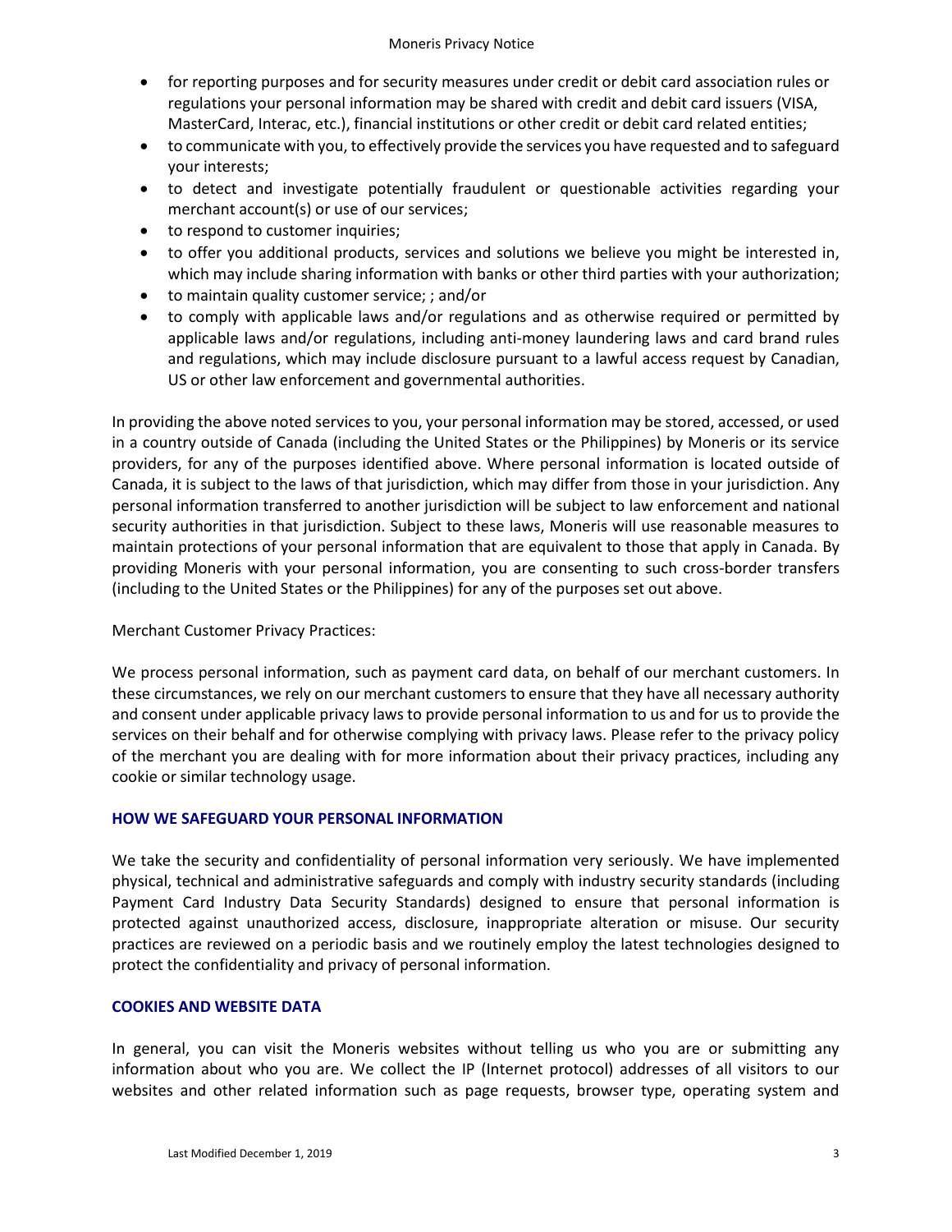- for reporting purposes and for security measures under credit or debit card association rules or regulations your personal information may be shared with credit and debit card issuers (VISA, MasterCard, Interac, etc.), financial institutions or other credit or debit card related entities;
- to communicate with you, to effectively provide the services you have requested and to safeguard your interests;
- to detect and investigate potentially fraudulent or questionable activities regarding your merchant account(s) or use of our services;
- to respond to customer inquiries;
- to offer you additional products, services and solutions we believe you might be interested in, which may include sharing information with banks or other third parties with your authorization;
- to maintain quality customer service; ; and/or
- to comply with applicable laws and/or regulations and as otherwise required or permitted by applicable laws and/or regulations, including anti-money laundering laws and card brand rules and regulations, which may include disclosure pursuant to a lawful access request by Canadian, US or other law enforcement and governmental authorities.

In providing the above noted services to you, your personal information may be stored, accessed, or used in a country outside of Canada (including the United States or the Philippines) by Moneris or its service providers, for any of the purposes identified above. Where personal information is located outside of Canada, it is subject to the laws of that jurisdiction, which may differ from those in your jurisdiction. Any personal information transferred to another jurisdiction will be subject to law enforcement and national security authorities in that jurisdiction. Subject to these laws, Moneris will use reasonable measures to maintain protections of your personal information that are equivalent to those that apply in Canada. By providing Moneris with your personal information, you are consenting to such cross-border transfers (including to the United States or the Philippines) for any of the purposes set out above.

Merchant Customer Privacy Practices:

We process personal information, such as payment card data, on behalf of our merchant customers. In these circumstances, we rely on our merchant customers to ensure that they have all necessary authority and consent under applicable privacy laws to provide personal information to us and for us to provide the services on their behalf and for otherwise complying with privacy laws. Please refer to the privacy policy of the merchant you are dealing with for more information about their privacy practices, including any cookie or similar technology usage.

## HOW WE SAFEGUARD YOUR PERSONAL INFORMATION

We take the security and confidentiality of personal information very seriously. We have implemented physical, technical and administrative safeguards and comply with industry security standards (including Payment Card Industry Data Security Standards) designed to ensure that personal information is protected against unauthorized access, disclosure, inappropriate alteration or misuse. Our security practices are reviewed on a periodic basis and we routinely employ the latest technologies designed to protect the confidentiality and privacy of personal information.

## COOKIES AND WEBSITE DATA

In general, you can visit the Moneris websites without telling us who you are or submitting any information about who you are. We collect the IP (Internet protocol) addresses of all visitors to our websites and other related information such as page requests, browser type, operating system and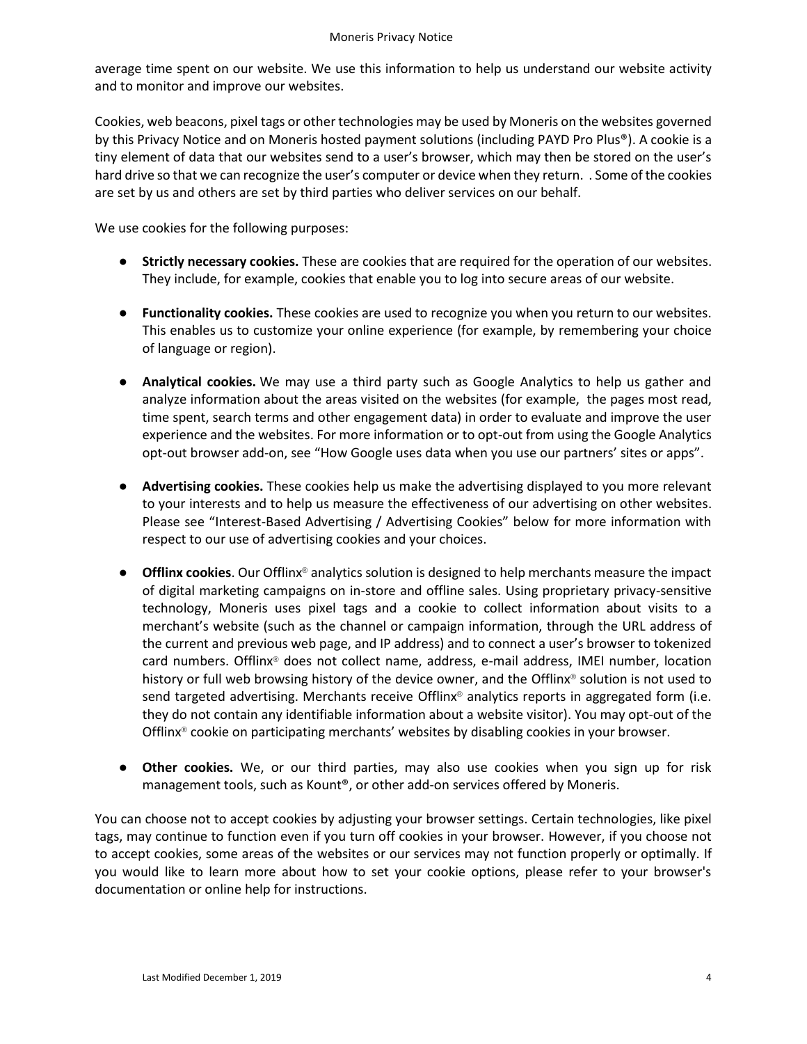average time spent on our website. We use this information to help us understand our website activity and to monitor and improve our websites.

Cookies, web beacons, pixel tags or other technologies may be used by Moneris on the websites governed by this Privacy Notice and on Moneris hosted payment solutions (including PAYD Pro Plus®). A cookie is a tiny element of data that our websites send to a user's browser, which may then be stored on the user's hard drive so that we can recognize the user's computer or device when they return. . Some of the cookies are set by us and others are set by third parties who deliver services on our behalf.

We use cookies for the following purposes:

- **Strictly necessary cookies.** These are cookies that are required for the operation of our websites. They include, for example, cookies that enable you to log into secure areas of our website.

- **Functionality cookies.** These cookies are used to recognize you when you return to our websites. This enables us to customize your online experience (for example, by remembering your choice of language or region).

- **Analytical cookies.** We may use a third party such as Google Analytics to help us gather and analyze information about the areas visited on the websites (for example, the pages most read, time spent, search terms and other engagement data) in order to evaluate and improve the user experience and the websites. For more information or to opt-out from using the Google Analytics opt-out browser add-on, see "How Google uses data when you use our partners' sites or apps".

- **Advertising cookies.** These cookies help us make the advertising displayed to you more relevant to your interests and to help us measure the effectiveness of our advertising on other websites. Please see "Interest-Based Advertising / Advertising Cookies" below for more information with respect to our use of advertising cookies and your choices.

- **Offlinx cookies**. Our Offlinx® analytics solution is designed to help merchants measure the impact of digital marketing campaigns on in-store and offline sales. Using proprietary privacy-sensitive technology, Moneris uses pixel tags and a cookie to collect information about visits to a merchant's website (such as the channel or campaign information, through the URL address of the current and previous web page, and IP address) and to connect a user's browser to tokenized card numbers. Offlinx® does not collect name, address, e-mail address, IMEI number, location history or full web browsing history of the device owner, and the Offlinx® solution is not used to send targeted advertising. Merchants receive Offlinx® analytics reports in aggregated form (i.e. they do not contain any identifiable information about a website visitor). You may opt-out of the Offlinx® cookie on participating merchants' websites by disabling cookies in your browser.

- **Other cookies.** We, or our third parties, may also use cookies when you sign up for risk management tools, such as Kount®, or other add-on services offered by Moneris.

You can choose not to accept cookies by adjusting your browser settings. Certain technologies, like pixel tags, may continue to function even if you turn off cookies in your browser. However, if you choose not to accept cookies, some areas of the websites or our services may not function properly or optimally. If you would like to learn more about how to set your cookie options, please refer to your browser's documentation or online help for instructions.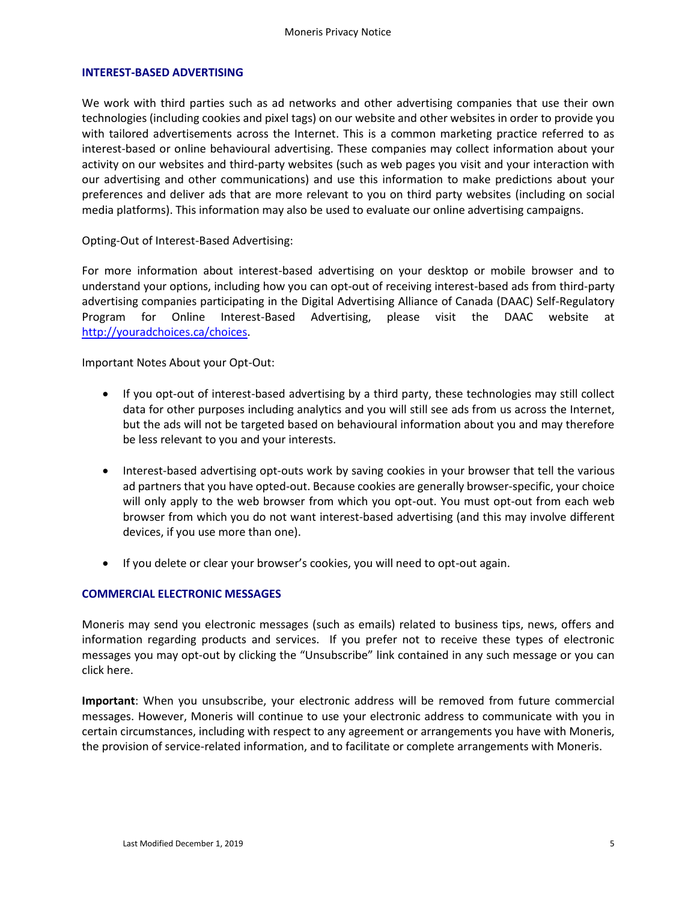## INTEREST-BASED ADVERTISING

We work with third parties such as ad networks and other advertising companies that use their own technologies (including cookies and pixel tags) on our website and other websites in order to provide you with tailored advertisements across the Internet. This is a common marketing practice referred to as interest-based or online behavioural advertising. These companies may collect information about your activity on our websites and third-party websites (such as web pages you visit and your interaction with our advertising and other communications) and use this information to make predictions about your preferences and deliver ads that are more relevant to you on third party websites (including on social media platforms). This information may also be used to evaluate our online advertising campaigns.

Opting-Out of Interest-Based Advertising:

For more information about interest-based advertising on your desktop or mobile browser and to understand your options, including how you can opt-out of receiving interest-based ads from third-party advertising companies participating in the Digital Advertising Alliance of Canada (DAAC) Self-Regulatory Program for Online Interest-Based Advertising, please visit the DAAC website at http://youradchoices.ca/choices.

Important Notes About your Opt-Out:

- If you opt-out of interest-based advertising by a third party, these technologies may still collect data for other purposes including analytics and you will still see ads from us across the Internet, but the ads will not be targeted based on behavioural information about you and may therefore be less relevant to you and your interests.
- Interest-based advertising opt-outs work by saving cookies in your browser that tell the various ad partners that you have opted-out. Because cookies are generally browser-specific, your choice will only apply to the web browser from which you opt-out. You must opt-out from each web browser from which you do not want interest-based advertising (and this may involve different devices, if you use more than one).
- If you delete or clear your browser's cookies, you will need to opt-out again.

## COMMERCIAL ELECTRONIC MESSAGES

Moneris may send you electronic messages (such as emails) related to business tips, news, offers and information regarding products and services. If you prefer not to receive these types of electronic messages you may opt-out by clicking the "Unsubscribe" link contained in any such message or you can click here.

**Important**: When you unsubscribe, your electronic address will be removed from future commercial messages. However, Moneris will continue to use your electronic address to communicate with you in certain circumstances, including with respect to any agreement or arrangements you have with Moneris, the provision of service-related information, and to facilitate or complete arrangements with Moneris.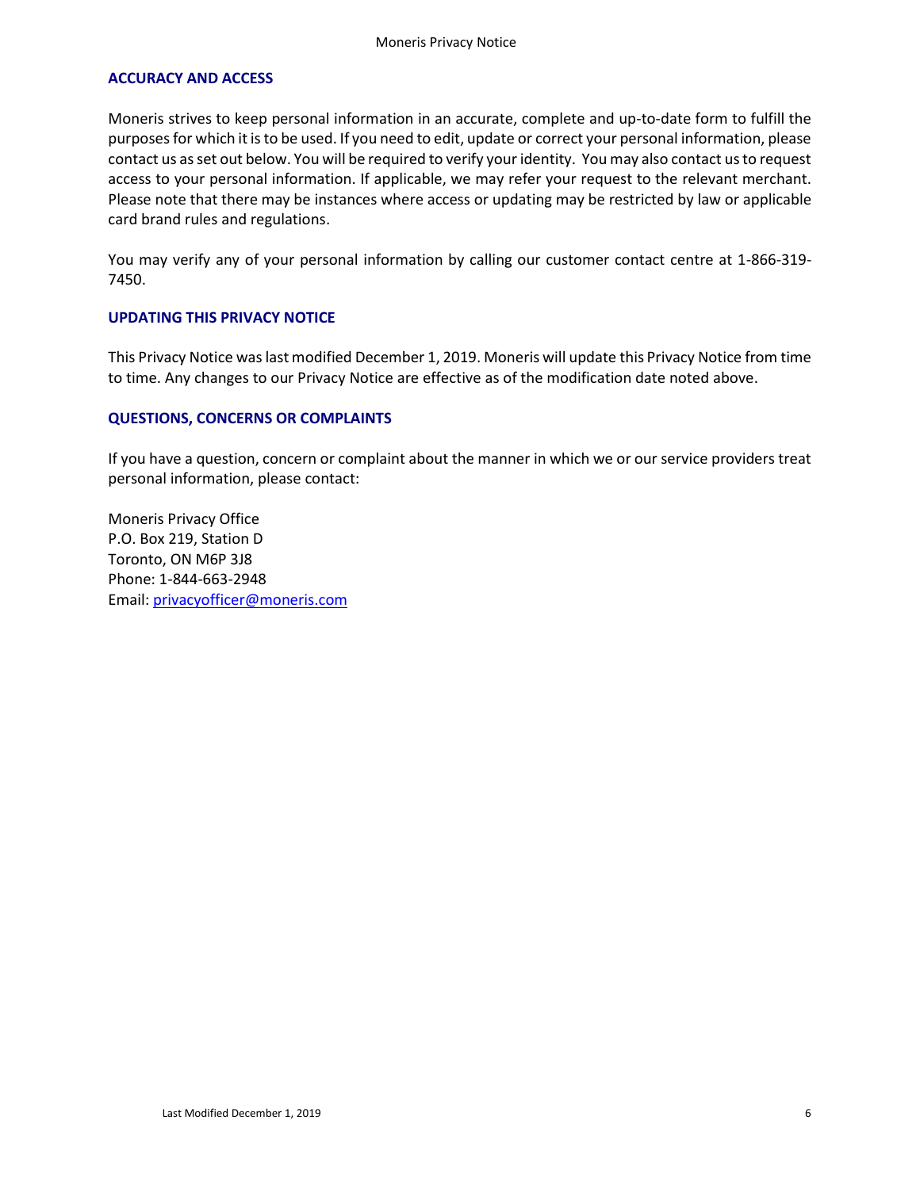## ACCURACY AND ACCESS

Moneris strives to keep personal information in an accurate, complete and up-to-date form to fulfill the purposes for which it is to be used. If you need to edit, update or correct your personal information, please contact us as set out below. You will be required to verify your identity. You may also contact us to request access to your personal information. If applicable, we may refer your request to the relevant merchant. Please note that there may be instances where access or updating may be restricted by law or applicable card brand rules and regulations.

You may verify any of your personal information by calling our customer contact centre at 1-866-319-7450.

## UPDATING THIS PRIVACY NOTICE

This Privacy Notice was last modified December 1, 2019. Moneris will update this Privacy Notice from time to time. Any changes to our Privacy Notice are effective as of the modification date noted above.

## QUESTIONS, CONCERNS OR COMPLAINTS

If you have a question, concern or complaint about the manner in which we or our service providers treat personal information, please contact:

Moneris Privacy Office
P.O. Box 219, Station D
Toronto, ON M6P 3J8
Phone: 1-844-663-2948
Email: privacyofficer@moneris.com